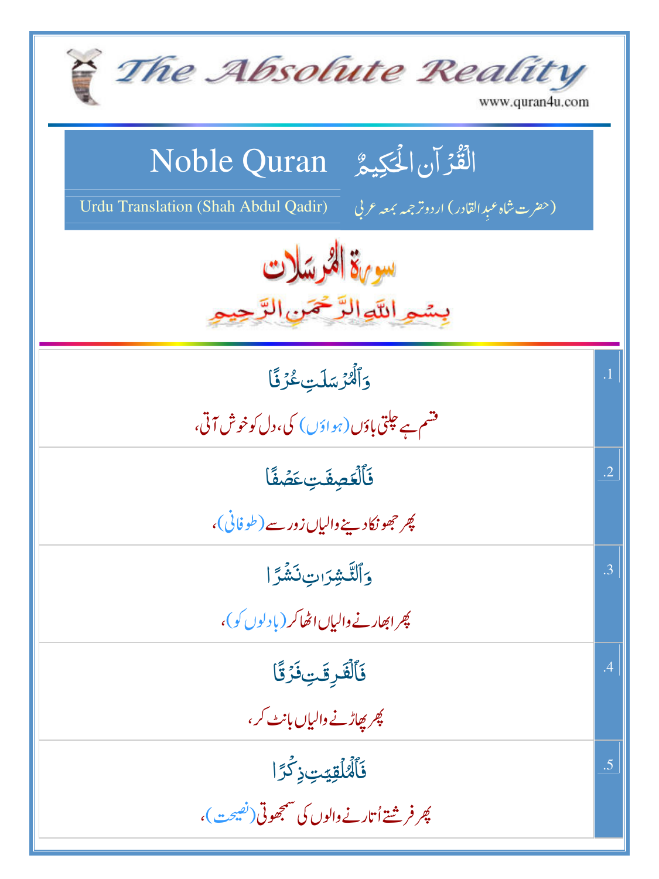# The Absolute Reality

www.quran4u.com

## Noble Quran — الْقُرْآنُ الْحَكِيمُ

Urdu Translation (Shah Abdul Qadir) — (حضرت شاہ عبدِالقادر) اردو ترجمہ بمعہ عربی

## سورة المُرسَلات

بِسْمِ اللّٰهِ الرَّحْمٰنِ الرَّحِيْمِ

| | |
|---|---|
| .1 | وَٱلۡمُرۡسَلَٰتِ عُرۡفٗا<br>قسم ہے چلتی باؤں (ہواؤں) کی، دل کو خوش آتی، |
| .2 | فَٱلۡعَٰصِفَٰتِ عَصۡفٗا<br>پھر جھونکا دینے والیاں زور سے (طوفانی)، |
| .3 | وَٱلنَّٰشِرَٰتِ نَشۡرٗا<br>پھر ابھارنے والیاں اٹھا کر (بادلوں کو)، |
| .4 | فَٱلۡفَٰرِقَٰتِ فَرۡقٗا<br>پھر پھاڑنے والیاں بانٹ کر، |
| .5 | فَٱلۡمُلۡقِيَٰتِ ذِكۡرًا<br>پھر فرشتے اُتارنے والوں کی سمجھوتی (نصیحت)، |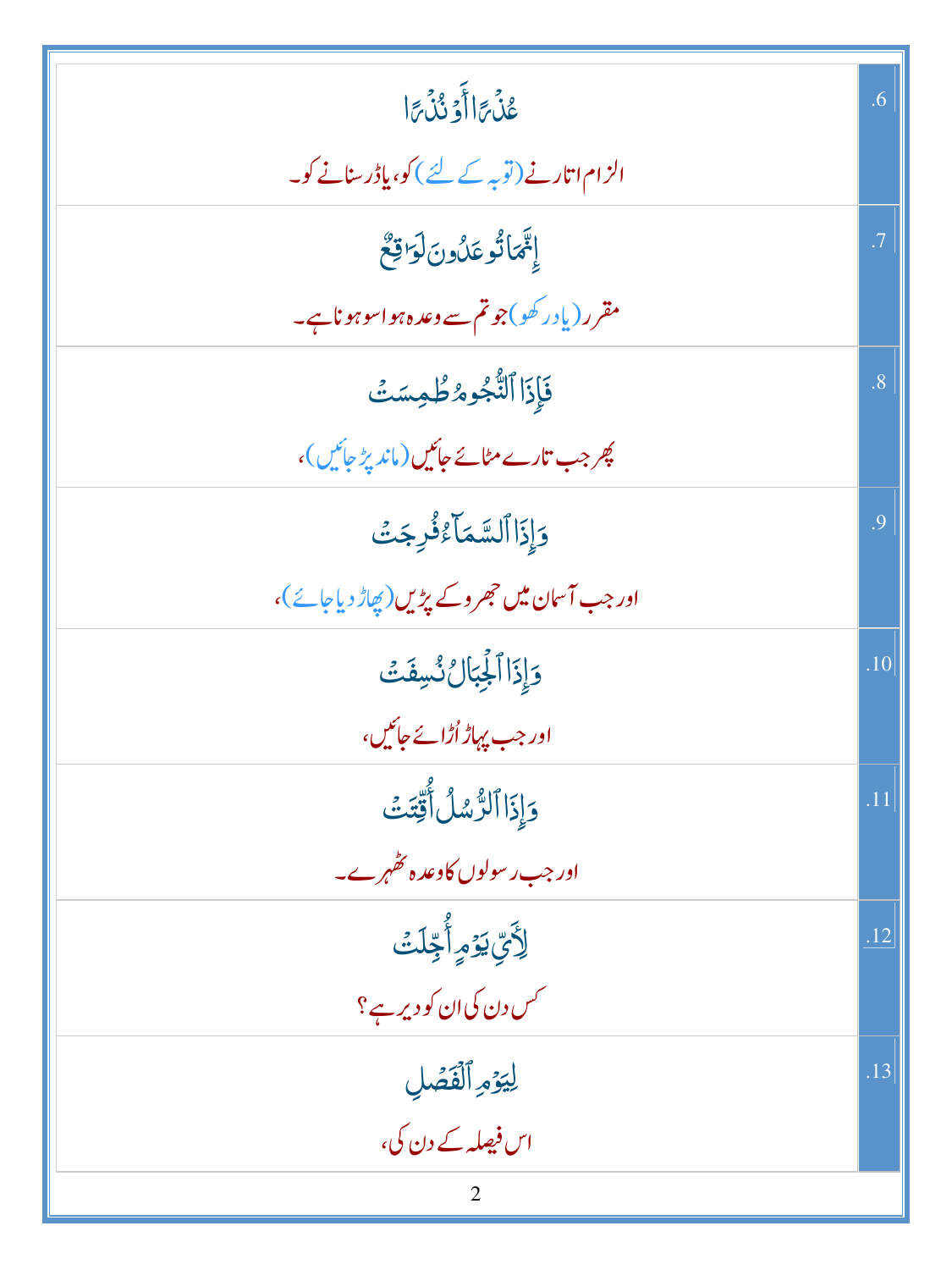| | |
|---|---|
| عُذۡرًا أَوۡ نُذۡرًا<br>الزام اتارنے (توبہ کے لئے) کو، یا ڈر سنانے کو۔ | .6 |
| إِنَّمَا تُوعَدُونَ لَوَٰقِعٌ<br>مقرر (یاد رکھو) جو تم سے وعدہ ہوا سو ہونا ہے۔ | .7 |
| فَإِذَا ٱلنُّجُومُ طُمِسَتۡ<br>پھر جب تارے مٹائے جائیں (ماند پڑ جائیں)، | .8 |
| وَإِذَا ٱلسَّمَآءُ فُرِجَتۡ<br>اور جب آسمان میں جھروکے پڑیں (پھاڑ دیا جائے)، | .9 |
| وَإِذَا ٱلۡجِبَالُ نُسِفَتۡ<br>اور جب پہاڑ اُڑائے جائیں، | .10 |
| وَإِذَا ٱلرُّسُلُ أُقِّتَتۡ<br>اور جب رسولوں کا وعدہ ٹھہرے۔ | .11 |
| لِأَيِّ يَوۡمٍ أُجِّلَتۡ<br>کس دن کی ان کو دیر ہے؟ | .12 |
| لِيَوۡمِ ٱلۡفَصۡلِ<br>اس فیصلہ کے دن کی، | .13 |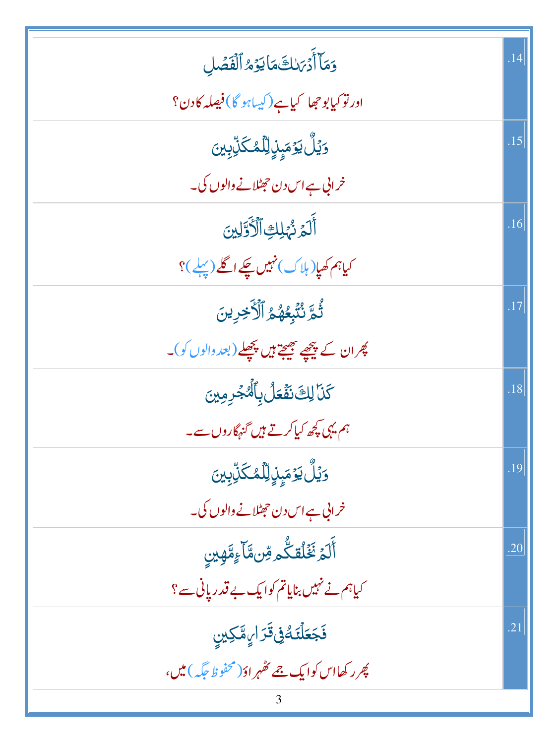| | |
|---|---|
| وَمَآ أَدۡرَىٰكَ مَا يَوۡمُ ٱلۡفَصۡلِ<br>اور تو کیا بوجھا کیا ہے (کیسا ہو گا) فیصلہ کا دن؟ | .14 |
| وَيۡلٌ يَوۡمَئِذٍ لِّلۡمُكَذِّبِينَ<br>خرابی ہے اس دن جھٹلانے والوں کی۔ | .15 |
| أَلَمۡ نُهۡلِكِ ٱلۡأَوَّلِينَ<br>کیا ہم کھپا (ہلاک) نہیں چکے اگلے (پہلے)؟ | .16 |
| ثُمَّ نُتۡبِعُهُمُ ٱلۡأٓخِرِينَ<br>پھر ان کے پیچھے بھیجتے ہیں پچھلے (بعد والوں کو)۔ | .17 |
| كَذَٰلِكَ نَفۡعَلُ بِٱلۡمُجۡرِمِينَ<br>ہم یہی کچھ کیا کرتے ہیں گنہگاروں سے۔ | .18 |
| وَيۡلٌ يَوۡمَئِذٍ لِّلۡمُكَذِّبِينَ<br>خرابی ہے اس دن جھٹلانے والوں کی۔ | .19 |
| أَلَمۡ نَخۡلُقكُّم مِّن مَّآءٍ مَّهِينٍ<br>کیا ہم نے نہیں بنایا تم کو ایک بے قدر پانی سے؟ | .20 |
| فَجَعَلۡنَٰهُ فِي قَرَارٍ مَّكِينٍ<br>پھر رکھا اس کو ایک جمے ٹھہراؤ (محفوظ جگہ) میں، | .21 |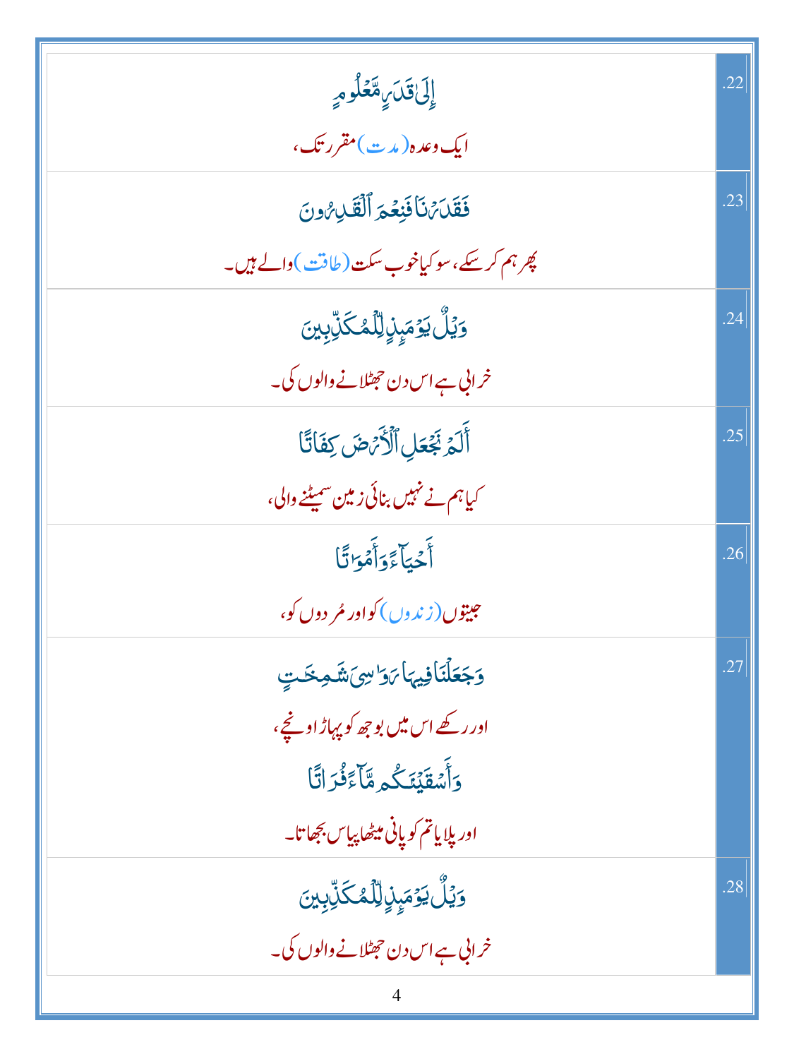| | |
|---|---|
| إِلَىٰ قَدَرٍ مَّعْلُومٍ<br>ایک وعدہ (مدت) مقرر تک، | .22 |
| فَقَدَرْنَا فَنِعْمَ ٱلْقَـٰدِرُونَ<br>پھر ہم کر سکے، سو کیا خوب سکت (طاقت) والے ہیں۔ | .23 |
| وَيْلٌ يَوْمَئِذٍ لِّلْمُكَذِّبِينَ<br>خرابی ہے اس دن جھٹلانے والوں کی۔ | .24 |
| أَلَمْ نَجْعَلِ ٱلْأَرْضَ كِفَاتًا<br>کیا ہم نے نہیں بنائی زمین سمیٹنے والی، | .25 |
| أَحْيَآءً وَأَمْوَٰتًا<br>جیتوں (زندوں) کو اور مُردوں کو، | .26 |
| وَجَعَلْنَا فِيهَا رَوَٰسِىَ شَـٰمِخَـٰتٍ<br>اور رکھے اس میں بوجھ کو پہاڑ اونچے،<br>وَأَسْقَيْنَـٰكُم مَّآءً فُرَاتًا<br>اور پلایا تم کو پانی میٹھا پیاس بجھاتا۔ | .27 |
| وَيْلٌ يَوْمَئِذٍ لِّلْمُكَذِّبِينَ<br>خرابی ہے اس دن جھٹلانے والوں کی۔ | .28 |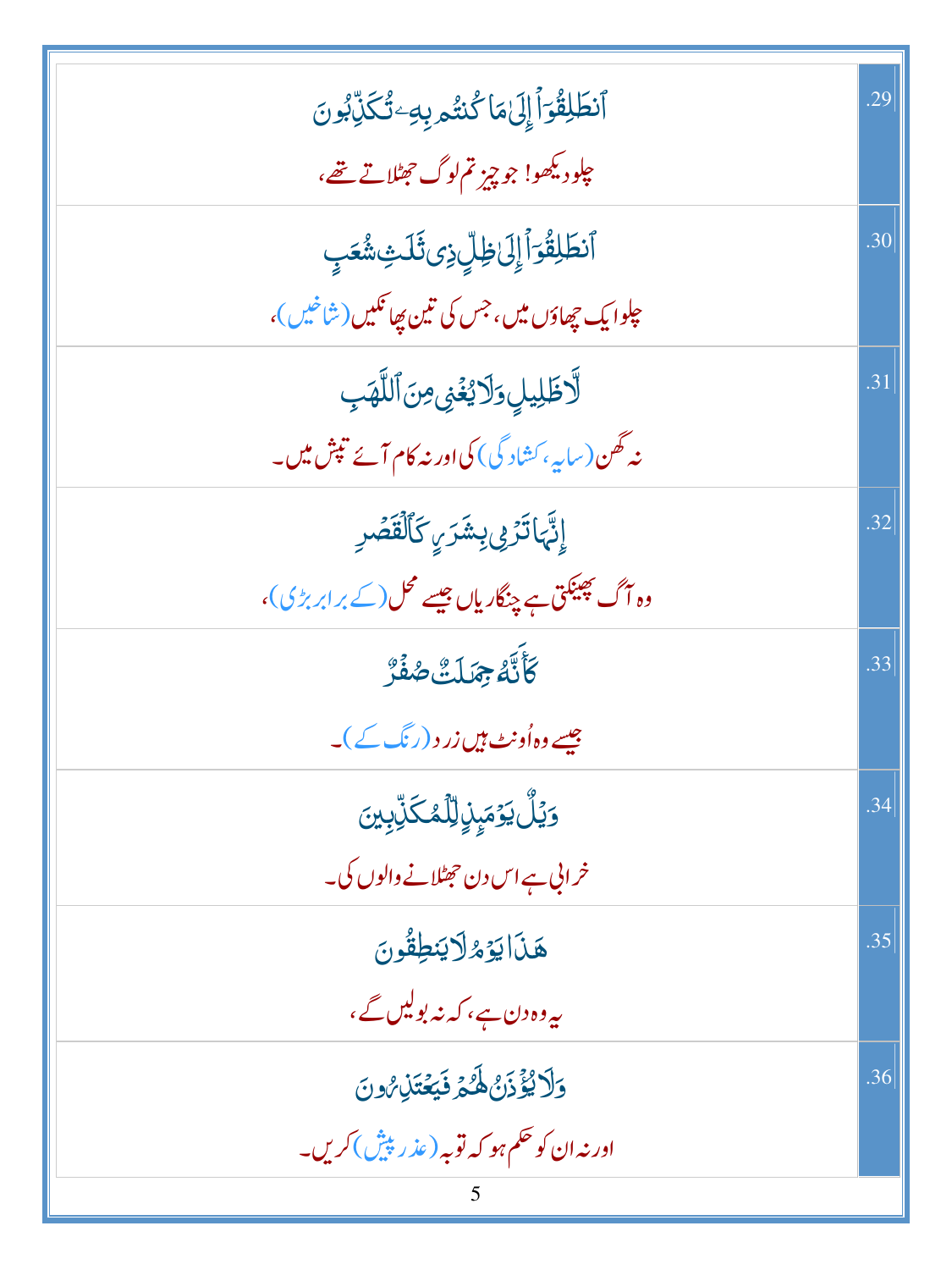| | |
|---|---|
| ٱنطَلِقُوٓاْ إِلَىٰ مَا كُنتُم بِهِۦ تُكَذِّبُونَ<br>چلو دیکھو! جو چیز تم لوگ جھٹلاتے تھے، | .29 |
| ٱنطَلِقُوٓاْ إِلَىٰ ظِلٍّ ذِى ثَلَٰثِ شُعَبٍ<br>چلو ایک چھاؤں میں، جس کی تین پھانکیں (شاخیں)، | .30 |
| لَّا ظَلِيلٍ وَلَا يُغْنِى مِنَ ٱللَّهَبِ<br>نہ گھن (سایہ، کشادگی) کی اور نہ کام آئے تپش میں۔ | .31 |
| إِنَّهَا تَرْمِى بِشَرَرٍ كَٱلْقَصْرِ<br>وہ آگ پھینکتی ہے چنگاریاں جیسے محل (کے برابر بڑی)، | .32 |
| كَأَنَّهُۥ جِمَٰلَتٌ صُفْرٌ<br>جیسے وہ اُونٹ ہیں زرد (رنگ کے)۔ | .33 |
| وَيْلٌ يَوْمَئِذٍ لِّلْمُكَذِّبِينَ<br>خرابی ہے اس دن جھٹلانے والوں کی۔ | .34 |
| هَٰذَا يَوْمُ لَا يَنطِقُونَ<br>یہ وہ دن ہے، کہ نہ بولیں گے، | .35 |
| وَلَا يُؤْذَنُ لَهُمْ فَيَعْتَذِرُونَ<br>اور نہ ان کو حکم ہو کہ توبہ (عذر پیش) کریں۔ | .36 |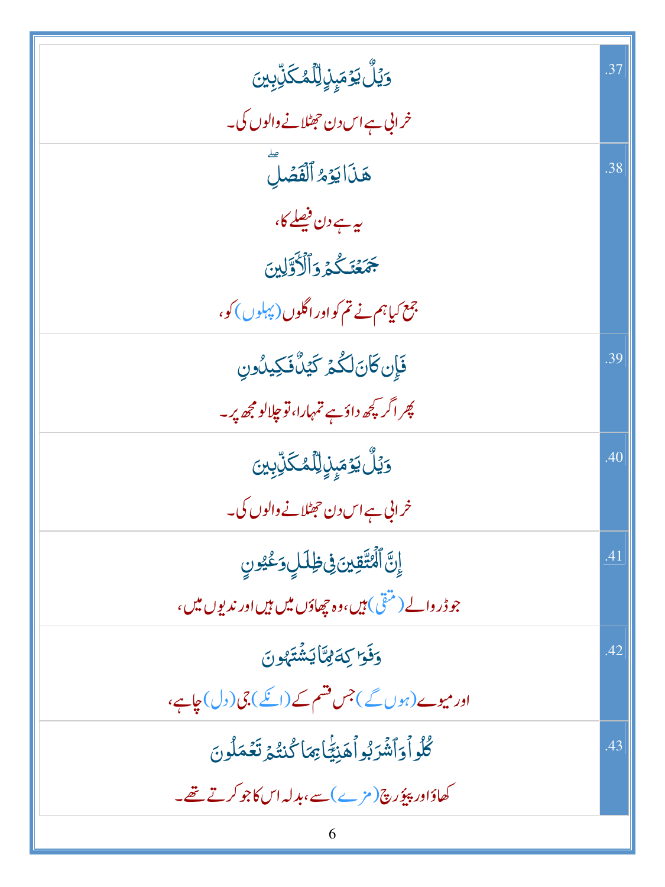| | |
|---|---|
| وَيْلٌ يَوْمَئِذٍ لِّلْمُكَذِّبِينَ<br>خرابی ہے اس دن جھٹلانے والوں کی۔ | .37 |
| هَٰذَا يَوْمُ الْفَصْلِ ۖ<br>یہ ہے دن فیصلے کا،<br>جَمَعْنَاكُمْ وَالْأَوَّلِينَ<br>جمع کیا ہم نے تم کو اور اگلوں (پہلوں) کو، | .38 |
| فَإِن كَانَ لَكُمْ كَيْدٌ فَكِيدُونِ<br>پھر اگر کچھ داؤ ہے تمہارا، تو چلالو مجھ پر۔ | .39 |
| وَيْلٌ يَوْمَئِذٍ لِّلْمُكَذِّبِينَ<br>خرابی ہے اس دن جھٹلانے والوں کی۔ | .40 |
| إِنَّ الْمُتَّقِينَ فِي ظِلَالٍ وَعُيُونٍ<br>جو ڈر والے (متقی) ہیں، وہ چھاؤں میں ہیں اور ندیوں میں، | .41 |
| وَفَوَاكِهَ مِمَّا يَشْتَهُونَ<br>اور میوے (ہوں گے) جس قسم کے (انکے) جی (دل) چاہے، | .42 |
| كُلُوا وَاشْرَبُوا هَنِيئًا بِمَا كُنتُمْ تَعْمَلُونَ<br>کھاؤ اور پیؤ رچ (مزے) سے، بدلہ اس کا جو کرتے تھے۔ | .43 |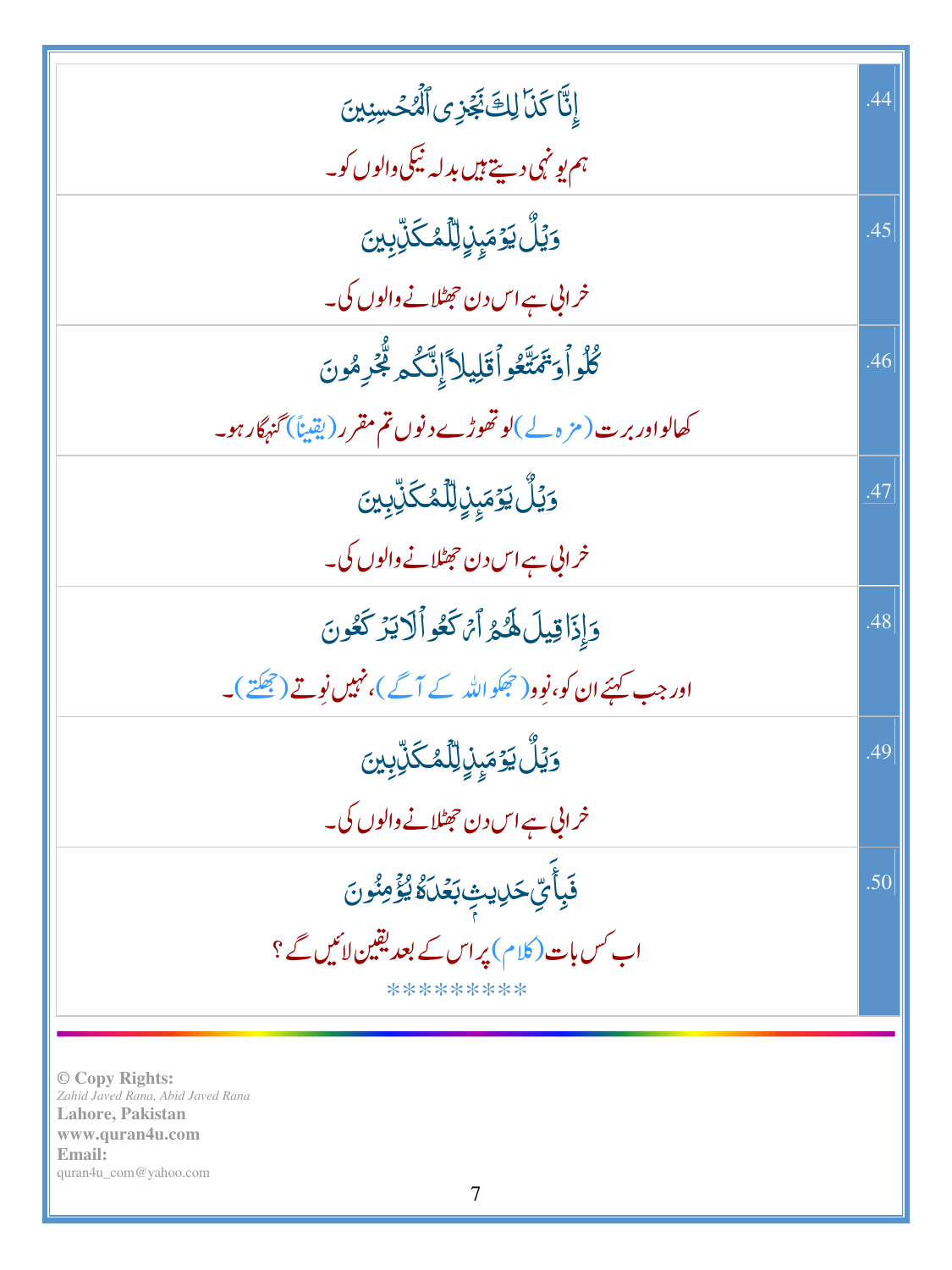| | |
|---|---|
| إِنَّا كَذَٰلِكَ نَجْزِي ٱلْمُحْسِنِينَ<br>ہم یونہی دیتے ہیں بدلہ نیکی والوں کو۔ | .44 |
| وَيْلٌ يَوْمَئِذٍ لِّلْمُكَذِّبِينَ<br>خرابی ہے اس دن جھٹلانے والوں کی۔ | .45 |
| كُلُوا۟ وَتَمَتَّعُوا۟ قَلِيلًا إِنَّكُم مُّجْرِمُونَ<br>کھالو اور برت (مزہ لے) لو تھوڑے دنوں تم مقرر (یقیناً) گنہگار ہو۔ | .46 |
| وَيْلٌ يَوْمَئِذٍ لِّلْمُكَذِّبِينَ<br>خرابی ہے اس دن جھٹلانے والوں کی۔ | .47 |
| وَإِذَا قِيلَ لَهُمُ ٱرْكَعُوا۟ لَا يَرْكَعُونَ<br>اور جب کہیئے ان کو، نِوو (جھکو اللہ کے آگے)، نہیں نِوتے (جھکتے)۔ | .48 |
| وَيْلٌ يَوْمَئِذٍ لِّلْمُكَذِّبِينَ<br>خرابی ہے اس دن جھٹلانے والوں کی۔ | .49 |
| فَبِأَيِّ حَدِيثٍۭ بَعْدَهُۥ يُؤْمِنُونَ<br>اب کس بات (کلام) پر اس کے بعد یقین لائیں گے ؟<br>********* | .50 |

© Copy Rights:
*Zahid Javed Rana, Abid Javed Rana*
**Lahore, Pakistan**
**www.quran4u.com**
**Email:**
quran4u_com@yahoo.com